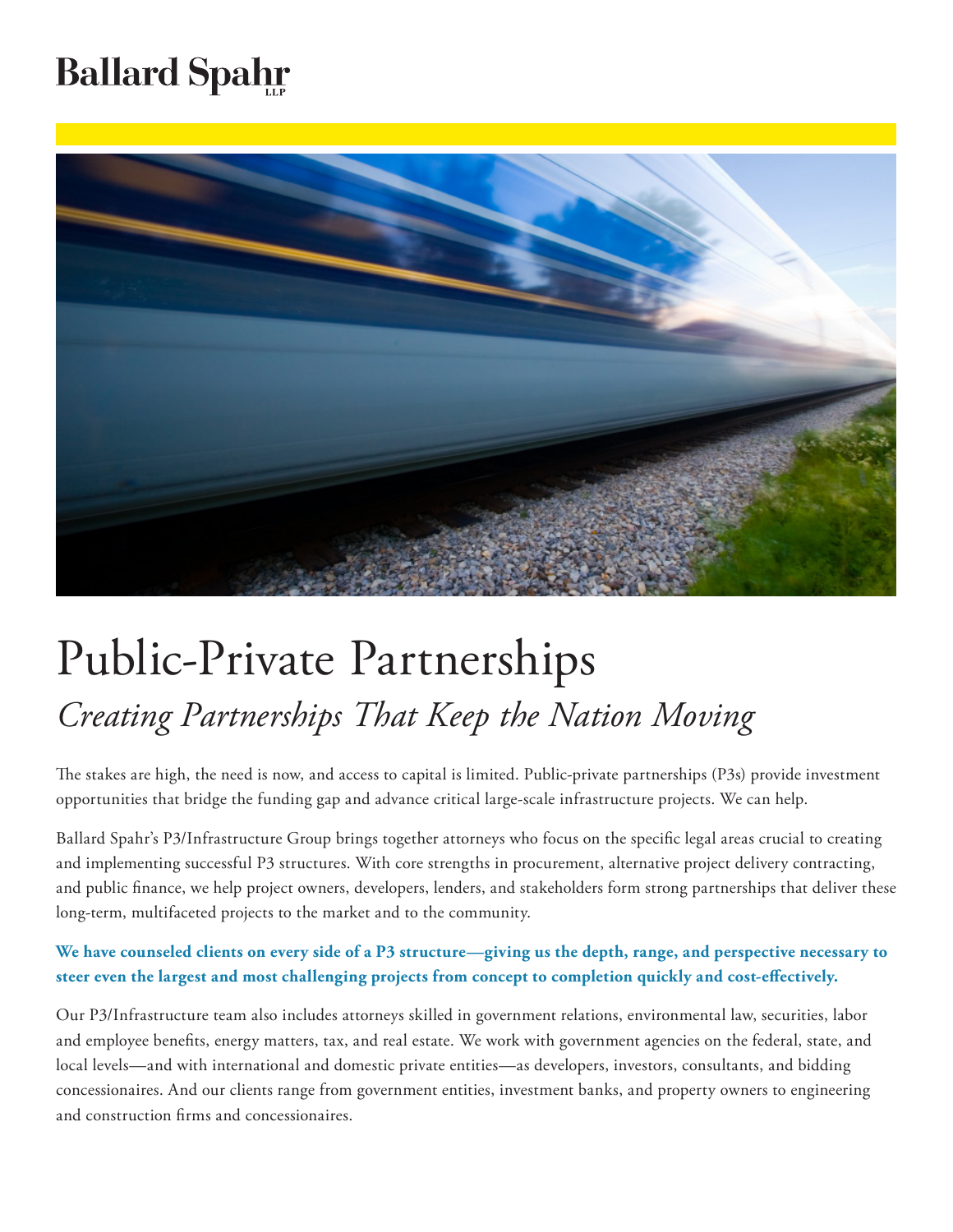Ballard Spahr LLP

# Public-Private Partnerships

## *Creating Partnerships That Keep the Nation Moving*

The stakes are high, the need is now, and access to capital is limited. Public-private partnerships (P3s) provide investment opportunities that bridge the funding gap and advance critical large-scale infrastructure projects. We can help.

Ballard Spahr's P3/Infrastructure Group brings together attorneys who focus on the specific legal areas crucial to creating and implementing successful P3 structures. With core strengths in procurement, alternative project delivery contracting, and public finance, we help project owners, developers, lenders, and stakeholders form strong partnerships that deliver these long-term, multifaceted projects to the market and to the community.

**We have counseled clients on every side of a P3 structure—giving us the depth, range, and perspective necessary to steer even the largest and most challenging projects from concept to completion quickly and cost-effectively.**

Our P3/Infrastructure team also includes attorneys skilled in government relations, environmental law, securities, labor and employee benefits, energy matters, tax, and real estate. We work with government agencies on the federal, state, and local levels—and with international and domestic private entities—as developers, investors, consultants, and bidding concessionaires. And our clients range from government entities, investment banks, and property owners to engineering and construction firms and concessionaires.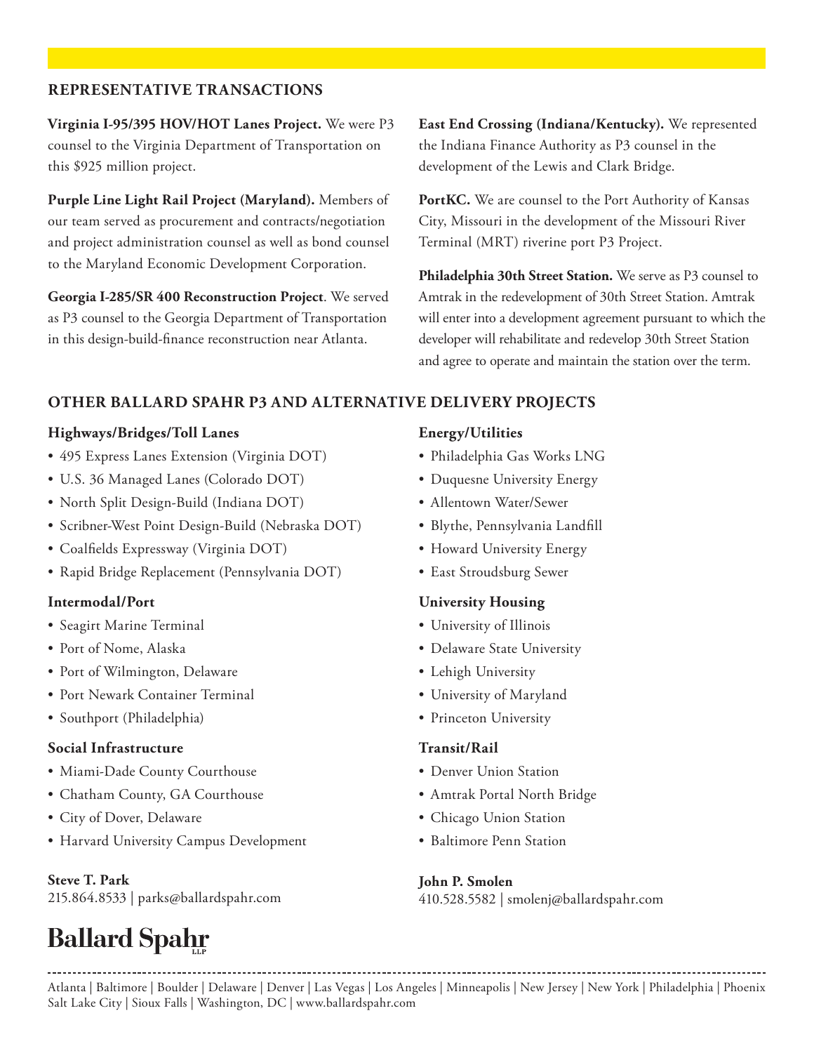## REPRESENTATIVE TRANSACTIONS

**Virginia I-95/395 HOV/HOT Lanes Project.** We were P3 counsel to the Virginia Department of Transportation on this $925 million project.

**Purple Line Light Rail Project (Maryland).** Members of our team served as procurement and contracts/negotiation and project administration counsel as well as bond counsel to the Maryland Economic Development Corporation.

**Georgia I-285/SR 400 Reconstruction Project**. We served as P3 counsel to the Georgia Department of Transportation in this design-build-finance reconstruction near Atlanta.

**East End Crossing (Indiana/Kentucky).** We represented the Indiana Finance Authority as P3 counsel in the development of the Lewis and Clark Bridge.

**PortKC.** We are counsel to the Port Authority of Kansas City, Missouri in the development of the Missouri River Terminal (MRT) riverine port P3 Project.

**Philadelphia 30th Street Station.** We serve as P3 counsel to Amtrak in the redevelopment of 30th Street Station. Amtrak will enter into a development agreement pursuant to which the developer will rehabilitate and redevelop 30th Street Station and agree to operate and maintain the station over the term.

## OTHER BALLARD SPAHR P3 AND ALTERNATIVE DELIVERY PROJECTS

### Highways/Bridges/Toll Lanes

- 495 Express Lanes Extension (Virginia DOT)
- U.S. 36 Managed Lanes (Colorado DOT)
- North Split Design-Build (Indiana DOT)
- Scribner-West Point Design-Build (Nebraska DOT)
- Coalfields Expressway (Virginia DOT)
- Rapid Bridge Replacement (Pennsylvania DOT)

### Intermodal/Port

- Seagirt Marine Terminal
- Port of Nome, Alaska
- Port of Wilmington, Delaware
- Port Newark Container Terminal
- Southport (Philadelphia)

### Social Infrastructure

- Miami-Dade County Courthouse
- Chatham County, GA Courthouse
- City of Dover, Delaware
- Harvard University Campus Development

### Energy/Utilities

- Philadelphia Gas Works LNG
- Duquesne University Energy
- Allentown Water/Sewer
- Blythe, Pennsylvania Landfill
- Howard University Energy
- East Stroudsburg Sewer

### University Housing

- University of Illinois
- Delaware State University
- Lehigh University
- University of Maryland
- Princeton University

### Transit/Rail

- Denver Union Station
- Amtrak Portal North Bridge
- Chicago Union Station
- Baltimore Penn Station

**Steve T. Park**
215.864.8533 | parks@ballardspahr.com

**John P. Smolen**
410.528.5582 | smolenj@ballardspahr.com

**Ballard Spahr LLP**

Atlanta | Baltimore | Boulder | Delaware | Denver | Las Vegas | Los Angeles | Minneapolis | New Jersey | New York | Philadelphia | Phoenix
Salt Lake City | Sioux Falls | Washington, DC | www.ballardspahr.com